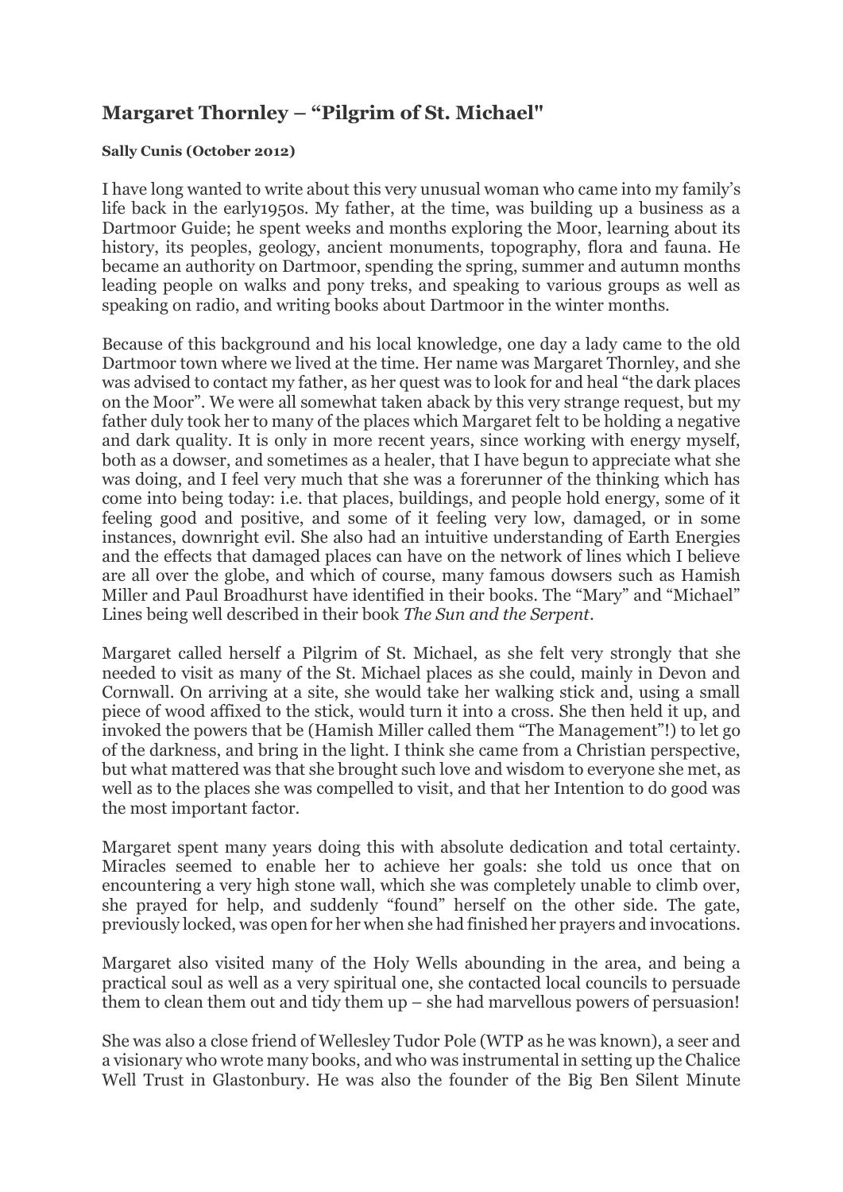# Margaret Thornley – "Pilgrim of St. Michael"

**Sally Cunis (October 2012)**

I have long wanted to write about this very unusual woman who came into my family's life back in the early1950s. My father, at the time, was building up a business as a Dartmoor Guide; he spent weeks and months exploring the Moor, learning about its history, its peoples, geology, ancient monuments, topography, flora and fauna. He became an authority on Dartmoor, spending the spring, summer and autumn months leading people on walks and pony treks, and speaking to various groups as well as speaking on radio, and writing books about Dartmoor in the winter months.

Because of this background and his local knowledge, one day a lady came to the old Dartmoor town where we lived at the time. Her name was Margaret Thornley, and she was advised to contact my father, as her quest was to look for and heal "the dark places on the Moor". We were all somewhat taken aback by this very strange request, but my father duly took her to many of the places which Margaret felt to be holding a negative and dark quality. It is only in more recent years, since working with energy myself, both as a dowser, and sometimes as a healer, that I have begun to appreciate what she was doing, and I feel very much that she was a forerunner of the thinking which has come into being today: i.e. that places, buildings, and people hold energy, some of it feeling good and positive, and some of it feeling very low, damaged, or in some instances, downright evil. She also had an intuitive understanding of Earth Energies and the effects that damaged places can have on the network of lines which I believe are all over the globe, and which of course, many famous dowsers such as Hamish Miller and Paul Broadhurst have identified in their books. The "Mary" and "Michael" Lines being well described in their book *The Sun and the Serpent*.

Margaret called herself a Pilgrim of St. Michael, as she felt very strongly that she needed to visit as many of the St. Michael places as she could, mainly in Devon and Cornwall. On arriving at a site, she would take her walking stick and, using a small piece of wood affixed to the stick, would turn it into a cross. She then held it up, and invoked the powers that be (Hamish Miller called them "The Management"!) to let go of the darkness, and bring in the light. I think she came from a Christian perspective, but what mattered was that she brought such love and wisdom to everyone she met, as well as to the places she was compelled to visit, and that her Intention to do good was the most important factor.

Margaret spent many years doing this with absolute dedication and total certainty. Miracles seemed to enable her to achieve her goals: she told us once that on encountering a very high stone wall, which she was completely unable to climb over, she prayed for help, and suddenly "found" herself on the other side. The gate, previously locked, was open for her when she had finished her prayers and invocations.

Margaret also visited many of the Holy Wells abounding in the area, and being a practical soul as well as a very spiritual one, she contacted local councils to persuade them to clean them out and tidy them up – she had marvellous powers of persuasion!

She was also a close friend of Wellesley Tudor Pole (WTP as he was known), a seer and a visionary who wrote many books, and who was instrumental in setting up the Chalice Well Trust in Glastonbury. He was also the founder of the Big Ben Silent Minute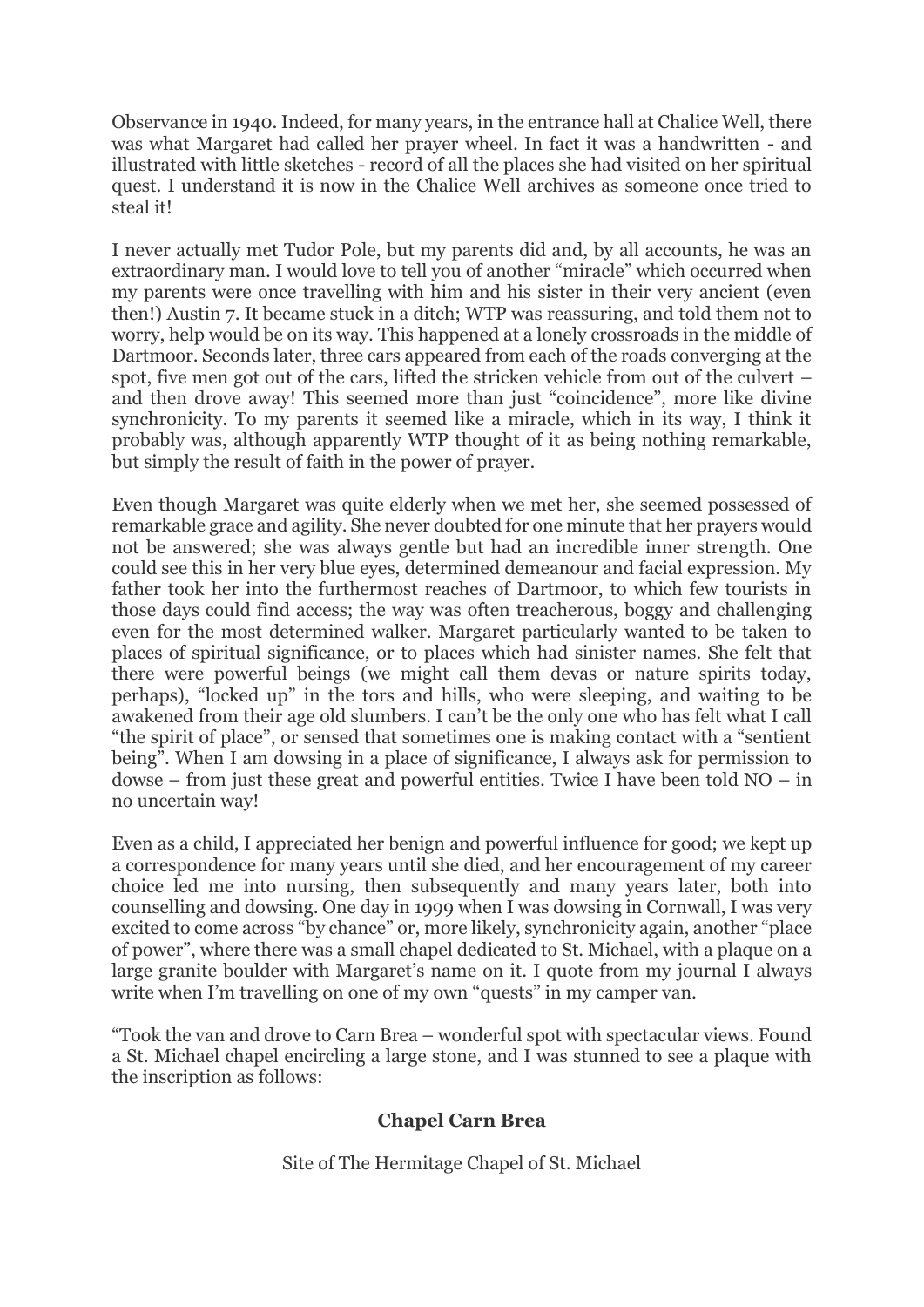Observance in 1940. Indeed, for many years, in the entrance hall at Chalice Well, there was what Margaret had called her prayer wheel. In fact it was a handwritten - and illustrated with little sketches - record of all the places she had visited on her spiritual quest. I understand it is now in the Chalice Well archives as someone once tried to steal it!

I never actually met Tudor Pole, but my parents did and, by all accounts, he was an extraordinary man. I would love to tell you of another "miracle" which occurred when my parents were once travelling with him and his sister in their very ancient (even then!) Austin 7. It became stuck in a ditch; WTP was reassuring, and told them not to worry, help would be on its way. This happened at a lonely crossroads in the middle of Dartmoor. Seconds later, three cars appeared from each of the roads converging at the spot, five men got out of the cars, lifted the stricken vehicle from out of the culvert – and then drove away! This seemed more than just "coincidence", more like divine synchronicity. To my parents it seemed like a miracle, which in its way, I think it probably was, although apparently WTP thought of it as being nothing remarkable, but simply the result of faith in the power of prayer.

Even though Margaret was quite elderly when we met her, she seemed possessed of remarkable grace and agility. She never doubted for one minute that her prayers would not be answered; she was always gentle but had an incredible inner strength. One could see this in her very blue eyes, determined demeanour and facial expression. My father took her into the furthermost reaches of Dartmoor, to which few tourists in those days could find access; the way was often treacherous, boggy and challenging even for the most determined walker. Margaret particularly wanted to be taken to places of spiritual significance, or to places which had sinister names. She felt that there were powerful beings (we might call them devas or nature spirits today, perhaps), "locked up" in the tors and hills, who were sleeping, and waiting to be awakened from their age old slumbers. I can't be the only one who has felt what I call "the spirit of place", or sensed that sometimes one is making contact with a "sentient being". When I am dowsing in a place of significance, I always ask for permission to dowse – from just these great and powerful entities. Twice I have been told NO – in no uncertain way!

Even as a child, I appreciated her benign and powerful influence for good; we kept up a correspondence for many years until she died, and her encouragement of my career choice led me into nursing, then subsequently and many years later, both into counselling and dowsing. One day in 1999 when I was dowsing in Cornwall, I was very excited to come across "by chance" or, more likely, synchronicity again, another "place of power", where there was a small chapel dedicated to St. Michael, with a plaque on a large granite boulder with Margaret's name on it. I quote from my journal I always write when I'm travelling on one of my own "quests" in my camper van.

"Took the van and drove to Carn Brea – wonderful spot with spectacular views. Found a St. Michael chapel encircling a large stone, and I was stunned to see a plaque with the inscription as follows:

**Chapel Carn Brea**

Site of The Hermitage Chapel of St. Michael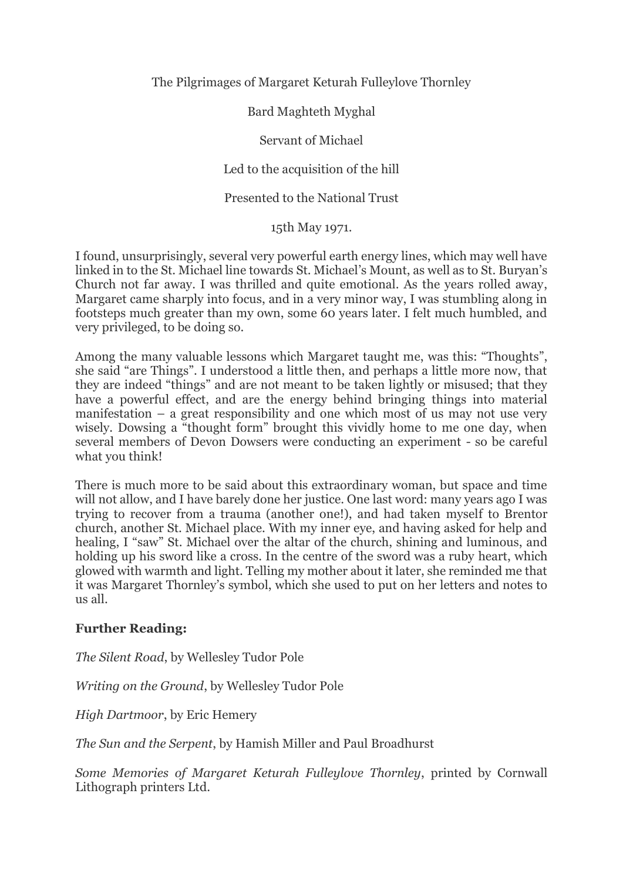The Pilgrimages of Margaret Keturah Fulleylove Thornley

Bard Maghteth Myghal

Servant of Michael

Led to the acquisition of the hill

Presented to the National Trust

15th May 1971.

I found, unsurprisingly, several very powerful earth energy lines, which may well have linked in to the St. Michael line towards St. Michael's Mount, as well as to St. Buryan's Church not far away. I was thrilled and quite emotional. As the years rolled away, Margaret came sharply into focus, and in a very minor way, I was stumbling along in footsteps much greater than my own, some 60 years later. I felt much humbled, and very privileged, to be doing so.

Among the many valuable lessons which Margaret taught me, was this: "Thoughts", she said "are Things". I understood a little then, and perhaps a little more now, that they are indeed "things" and are not meant to be taken lightly or misused; that they have a powerful effect, and are the energy behind bringing things into material manifestation – a great responsibility and one which most of us may not use very wisely. Dowsing a "thought form" brought this vividly home to me one day, when several members of Devon Dowsers were conducting an experiment - so be careful what you think!

There is much more to be said about this extraordinary woman, but space and time will not allow, and I have barely done her justice. One last word: many years ago I was trying to recover from a trauma (another one!), and had taken myself to Brentor church, another St. Michael place. With my inner eye, and having asked for help and healing, I "saw" St. Michael over the altar of the church, shining and luminous, and holding up his sword like a cross. In the centre of the sword was a ruby heart, which glowed with warmth and light. Telling my mother about it later, she reminded me that it was Margaret Thornley's symbol, which she used to put on her letters and notes to us all.

**Further Reading:**

*The Silent Road*, by Wellesley Tudor Pole

*Writing on the Ground*, by Wellesley Tudor Pole

*High Dartmoor*, by Eric Hemery

*The Sun and the Serpent*, by Hamish Miller and Paul Broadhurst

*Some Memories of Margaret Keturah Fulleylove Thornley*, printed by Cornwall Lithograph printers Ltd.